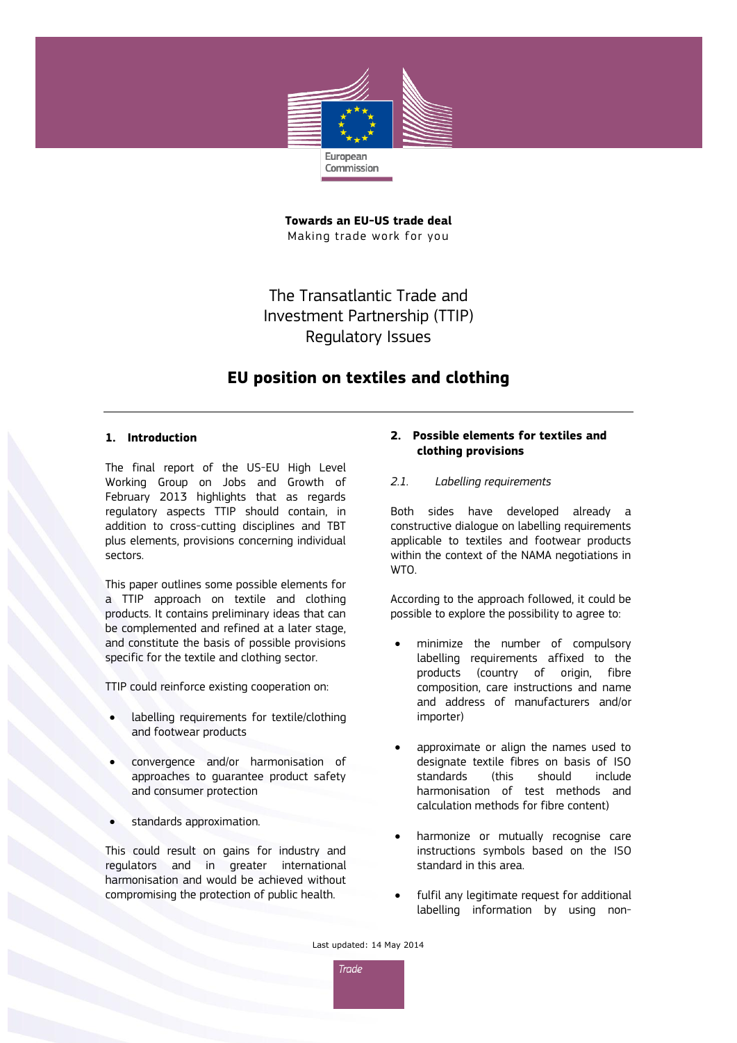European Commission

**Towards an EU-US trade deal**
Making trade work for you

# The Transatlantic Trade and Investment Partnership (TTIP) Regulatory Issues

# EU position on textiles and clothing

## 1. Introduction

The final report of the US-EU High Level Working Group on Jobs and Growth of February 2013 highlights that as regards regulatory aspects TTIP should contain, in addition to cross-cutting disciplines and TBT plus elements, provisions concerning individual sectors.

This paper outlines some possible elements for a TTIP approach on textile and clothing products. It contains preliminary ideas that can be complemented and refined at a later stage, and constitute the basis of possible provisions specific for the textile and clothing sector.

TTIP could reinforce existing cooperation on:

- labelling requirements for textile/clothing and footwear products
- convergence and/or harmonisation of approaches to guarantee product safety and consumer protection
- standards approximation.

This could result on gains for industry and regulators and in greater international harmonisation and would be achieved without compromising the protection of public health.

## 2. Possible elements for textiles and clothing provisions

### *2.1. Labelling requirements*

Both sides have developed already a constructive dialogue on labelling requirements applicable to textiles and footwear products within the context of the NAMA negotiations in WTO.

According to the approach followed, it could be possible to explore the possibility to agree to:

- minimize the number of compulsory labelling requirements affixed to the products (country of origin, fibre composition, care instructions and name and address of manufacturers and/or importer)
- approximate or align the names used to designate textile fibres on basis of ISO standards (this should include harmonisation of test methods and calculation methods for fibre content)
- harmonize or mutually recognise care instructions symbols based on the ISO standard in this area.
- fulfil any legitimate request for additional labelling information by using non-

Last updated: 14 May 2014

Trade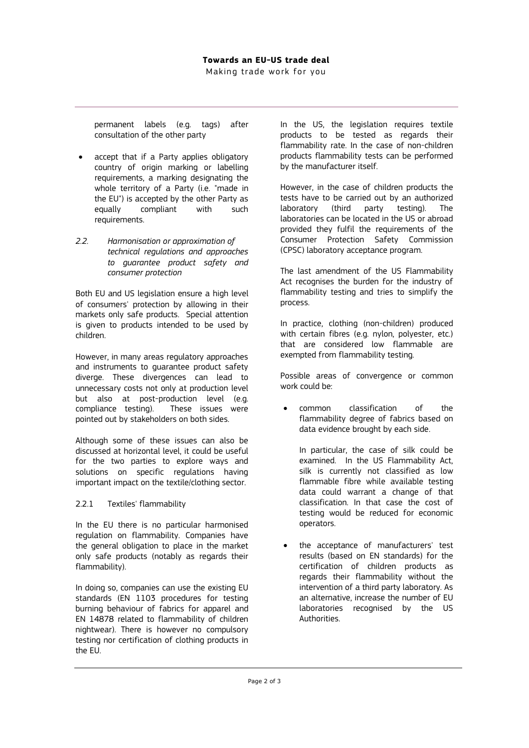permanent labels (e.g. tags) after consultation of the other party

- accept that if a Party applies obligatory country of origin marking or labelling requirements, a marking designating the whole territory of a Party (i.e. "made in the EU") is accepted by the other Party as equally compliant with such requirements.

### *2.2. Harmonisation or approximation of technical regulations and approaches to guarantee product safety and consumer protection*

Both EU and US legislation ensure a high level of consumers' protection by allowing in their markets only safe products. Special attention is given to products intended to be used by children.

However, in many areas regulatory approaches and instruments to guarantee product safety diverge. These divergences can lead to unnecessary costs not only at production level but also at post-production level (e.g. compliance testing). These issues were pointed out by stakeholders on both sides.

Although some of these issues can also be discussed at horizontal level, it could be useful for the two parties to explore ways and solutions on specific regulations having important impact on the textile/clothing sector.

#### 2.2.1 Textiles' flammability

In the EU there is no particular harmonised regulation on flammability. Companies have the general obligation to place in the market only safe products (notably as regards their flammability).

In doing so, companies can use the existing EU standards (EN 1103 procedures for testing burning behaviour of fabrics for apparel and EN 14878 related to flammability of children nightwear). There is however no compulsory testing nor certification of clothing products in the EU.

In the US, the legislation requires textile products to be tested as regards their flammability rate. In the case of non-children products flammability tests can be performed by the manufacturer itself.

However, in the case of children products the tests have to be carried out by an authorized laboratory (third party testing). The laboratories can be located in the US or abroad provided they fulfil the requirements of the Consumer Protection Safety Commission (CPSC) laboratory acceptance program.

The last amendment of the US Flammability Act recognises the burden for the industry of flammability testing and tries to simplify the process.

In practice, clothing (non-children) produced with certain fibres (e.g. nylon, polyester, etc.) that are considered low flammable are exempted from flammability testing.

Possible areas of convergence or common work could be:

- common classification of the flammability degree of fabrics based on data evidence brought by each side.

  In particular, the case of silk could be examined. In the US Flammability Act, silk is currently not classified as low flammable fibre while available testing data could warrant a change of that classification. In that case the cost of testing would be reduced for economic operators.

- the acceptance of manufacturers' test results (based on EN standards) for the certification of children products as regards their flammability without the intervention of a third party laboratory. As an alternative, increase the number of EU laboratories recognised by the US Authorities.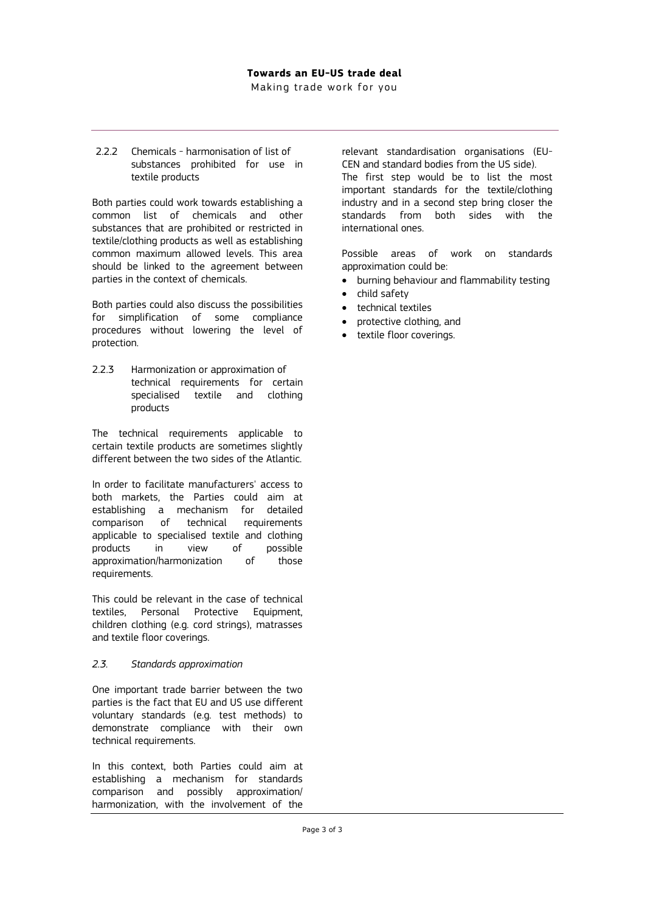#### 2.2.2 Chemicals - harmonisation of list of substances prohibited for use in textile products

Both parties could work towards establishing a common list of chemicals and other substances that are prohibited or restricted in textile/clothing products as well as establishing common maximum allowed levels. This area should be linked to the agreement between parties in the context of chemicals.

Both parties could also discuss the possibilities for simplification of some compliance procedures without lowering the level of protection.

#### 2.2.3 Harmonization or approximation of technical requirements for certain specialised textile and clothing products

The technical requirements applicable to certain textile products are sometimes slightly different between the two sides of the Atlantic.

In order to facilitate manufacturers' access to both markets, the Parties could aim at establishing a mechanism for detailed comparison of technical requirements applicable to specialised textile and clothing products in view of possible approximation/harmonization of those requirements.

This could be relevant in the case of technical textiles, Personal Protective Equipment, children clothing (e.g. cord strings), matrasses and textile floor coverings.

### *2.3. Standards approximation*

One important trade barrier between the two parties is the fact that EU and US use different voluntary standards (e.g. test methods) to demonstrate compliance with their own technical requirements.

In this context, both Parties could aim at establishing a mechanism for standards comparison and possibly approximation/ harmonization, with the involvement of the relevant standardisation organisations (EU-CEN and standard bodies from the US side). The first step would be to list the most important standards for the textile/clothing industry and in a second step bring closer the standards from both sides with the international ones.

Possible areas of work on standards approximation could be:

- burning behaviour and flammability testing
- child safety
- technical textiles
- protective clothing, and
- textile floor coverings.